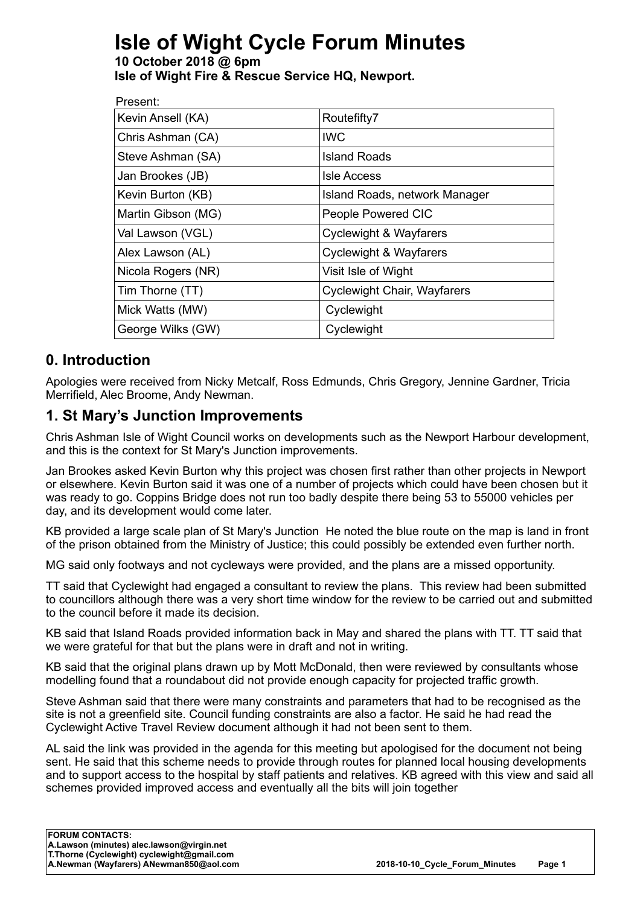# Isle of Wight Cycle Forum Minutes

**10 October 2018 @ 6pm**
**Isle of Wight Fire & Rescue Service HQ, Newport.**

Present:

| | |
|---|---|
| Kevin Ansell (KA) | Routefifty7 |
| Chris Ashman (CA) | IWC |
| Steve Ashman (SA) | Island Roads |
| Jan Brookes (JB) | Isle Access |
| Kevin Burton (KB) | Island Roads, network Manager |
| Martin Gibson (MG) | People Powered CIC |
| Val Lawson (VGL) | Cyclewight & Wayfarers |
| Alex Lawson (AL) | Cyclewight & Wayfarers |
| Nicola Rogers (NR) | Visit Isle of Wight |
| Tim Thorne (TT) | Cyclewight Chair, Wayfarers |
| Mick Watts (MW) | Cyclewight |
| George Wilks (GW) | Cyclewight |

## 0. Introduction

Apologies were received from Nicky Metcalf, Ross Edmunds, Chris Gregory, Jennine Gardner, Tricia Merrifield, Alec Broome, Andy Newman.

## 1. St Mary's Junction Improvements

Chris Ashman Isle of Wight Council works on developments such as the Newport Harbour development, and this is the context for St Mary's Junction improvements.

Jan Brookes asked Kevin Burton why this project was chosen first rather than other projects in Newport or elsewhere. Kevin Burton said it was one of a number of projects which could have been chosen but it was ready to go. Coppins Bridge does not run too badly despite there being 53 to 55000 vehicles per day, and its development would come later.

KB provided a large scale plan of St Mary's Junction He noted the blue route on the map is land in front of the prison obtained from the Ministry of Justice; this could possibly be extended even further north.

MG said only footways and not cycleways were provided, and the plans are a missed opportunity.

TT said that Cyclewight had engaged a consultant to review the plans. This review had been submitted to councillors although there was a very short time window for the review to be carried out and submitted to the council before it made its decision.

KB said that Island Roads provided information back in May and shared the plans with TT. TT said that we were grateful for that but the plans were in draft and not in writing.

KB said that the original plans drawn up by Mott McDonald, then were reviewed by consultants whose modelling found that a roundabout did not provide enough capacity for projected traffic growth.

Steve Ashman said that there were many constraints and parameters that had to be recognised as the site is not a greenfield site. Council funding constraints are also a factor. He said he had read the Cyclewight Active Travel Review document although it had not been sent to them.

AL said the link was provided in the agenda for this meeting but apologised for the document not being sent. He said that this scheme needs to provide through routes for planned local housing developments and to support access to the hospital by staff patients and relatives. KB agreed with this view and said all schemes provided improved access and eventually all the bits will join together

**FORUM CONTACTS:**
**A.Lawson (minutes) alec.lawson@virgin.net**
**T.Thorne (Cyclewight) cyclewight@gmail.com**
**A.Newman (Wayfarers) ANewman850@aol.com**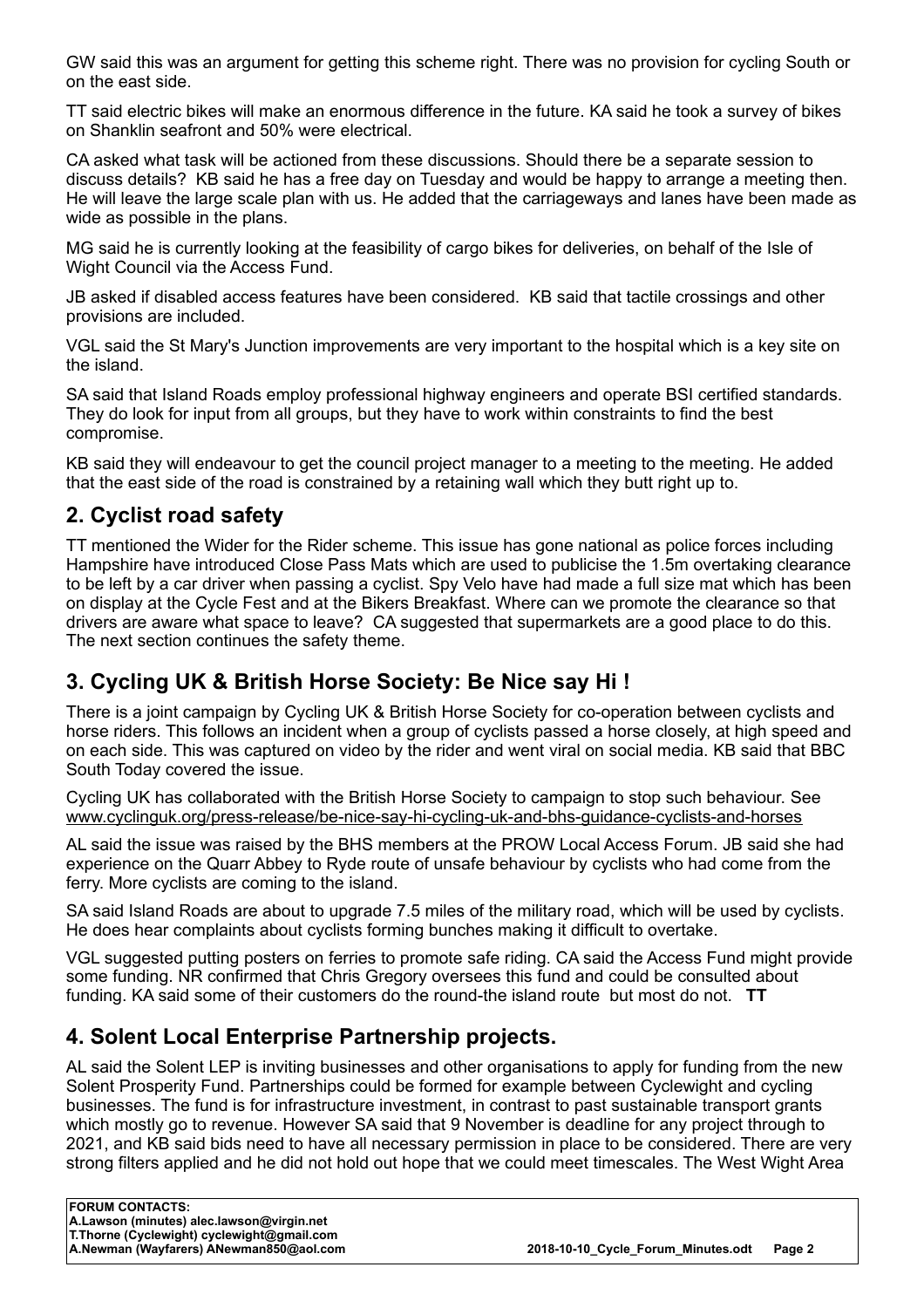GW said this was an argument for getting this scheme right. There was no provision for cycling South or on the east side.

TT said electric bikes will make an enormous difference in the future. KA said he took a survey of bikes on Shanklin seafront and 50% were electrical.

CA asked what task will be actioned from these discussions. Should there be a separate session to discuss details? KB said he has a free day on Tuesday and would be happy to arrange a meeting then. He will leave the large scale plan with us. He added that the carriageways and lanes have been made as wide as possible in the plans.

MG said he is currently looking at the feasibility of cargo bikes for deliveries, on behalf of the Isle of Wight Council via the Access Fund.

JB asked if disabled access features have been considered. KB said that tactile crossings and other provisions are included.

VGL said the St Mary's Junction improvements are very important to the hospital which is a key site on the island.

SA said that Island Roads employ professional highway engineers and operate BSI certified standards. They do look for input from all groups, but they have to work within constraints to find the best compromise.

KB said they will endeavour to get the council project manager to a meeting to the meeting. He added that the east side of the road is constrained by a retaining wall which they butt right up to.

## 2. Cyclist road safety

TT mentioned the Wider for the Rider scheme. This issue has gone national as police forces including Hampshire have introduced Close Pass Mats which are used to publicise the 1.5m overtaking clearance to be left by a car driver when passing a cyclist. Spy Velo have had made a full size mat which has been on display at the Cycle Fest and at the Bikers Breakfast. Where can we promote the clearance so that drivers are aware what space to leave? CA suggested that supermarkets are a good place to do this. The next section continues the safety theme.

## 3. Cycling UK & British Horse Society: Be Nice say Hi !

There is a joint campaign by Cycling UK & British Horse Society for co-operation between cyclists and horse riders. This follows an incident when a group of cyclists passed a horse closely, at high speed and on each side. This was captured on video by the rider and went viral on social media. KB said that BBC South Today covered the issue.

Cycling UK has collaborated with the British Horse Society to campaign to stop such behaviour. See www.cyclinguk.org/press-release/be-nice-say-hi-cycling-uk-and-bhs-guidance-cyclists-and-horses

AL said the issue was raised by the BHS members at the PROW Local Access Forum. JB said she had experience on the Quarr Abbey to Ryde route of unsafe behaviour by cyclists who had come from the ferry. More cyclists are coming to the island.

SA said Island Roads are about to upgrade 7.5 miles of the military road, which will be used by cyclists. He does hear complaints about cyclists forming bunches making it difficult to overtake.

VGL suggested putting posters on ferries to promote safe riding. CA said the Access Fund might provide some funding. NR confirmed that Chris Gregory oversees this fund and could be consulted about funding. KA said some of their customers do the round-the island route but most do not. **TT**

## 4. Solent Local Enterprise Partnership projects.

AL said the Solent LEP is inviting businesses and other organisations to apply for funding from the new Solent Prosperity Fund. Partnerships could be formed for example between Cyclewight and cycling businesses. The fund is for infrastructure investment, in contrast to past sustainable transport grants which mostly go to revenue. However SA said that 9 November is deadline for any project through to 2021, and KB said bids need to have all necessary permission in place to be considered. There are very strong filters applied and he did not hold out hope that we could meet timescales. The West Wight Area

**FORUM CONTACTS:**
**A.Lawson (minutes) alec.lawson@virgin.net**
**T.Thorne (Cyclewight) cyclewight@gmail.com**
**A.Newman (Wayfarers) ANewman850@aol.com**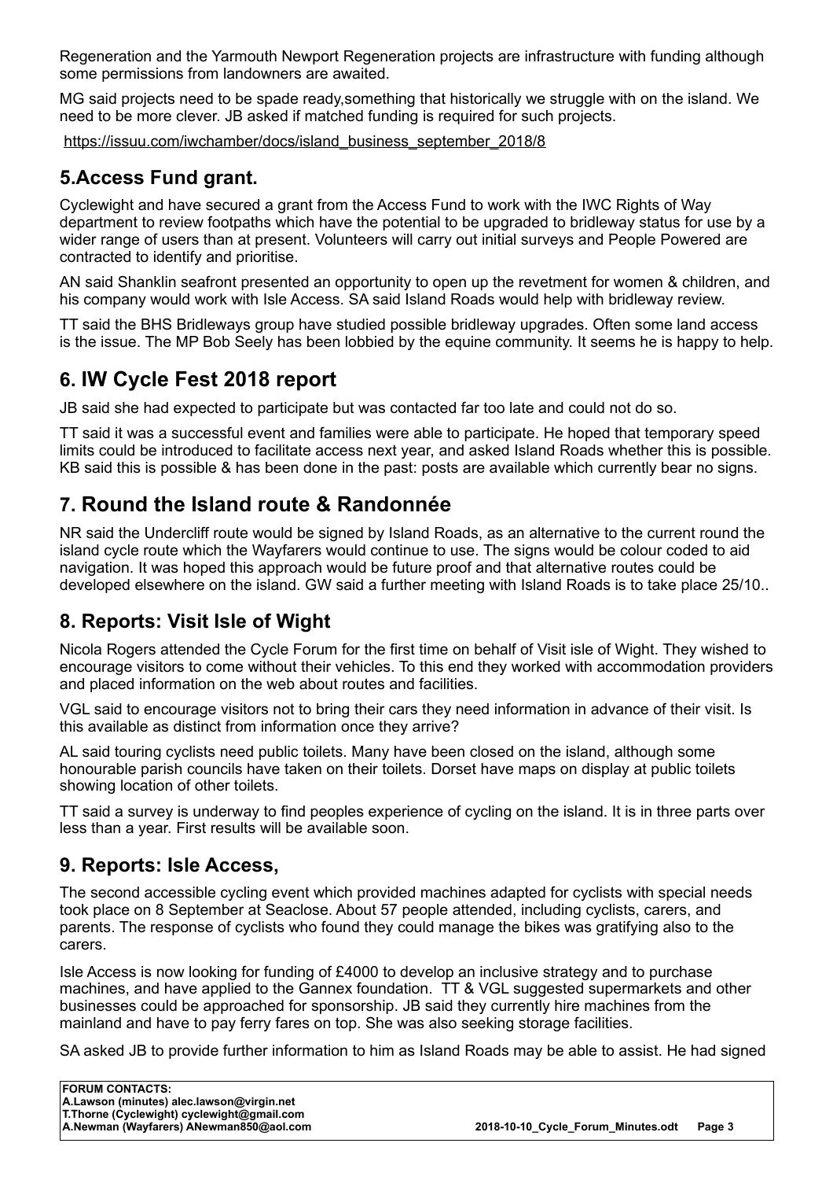Regeneration and the Yarmouth Newport Regeneration projects are infrastructure with funding although some permissions from landowners are awaited.

MG said projects need to be spade ready,something that historically we struggle with on the island. We need to be more clever. JB asked if matched funding is required for such projects.

https://issuu.com/iwchamber/docs/island_business_september_2018/8

## 5.Access Fund grant.

Cyclewight and have secured a grant from the Access Fund to work with the IWC Rights of Way department to review footpaths which have the potential to be upgraded to bridleway status for use by a wider range of users than at present. Volunteers will carry out initial surveys and People Powered are contracted to identify and prioritise.

AN said Shanklin seafront presented an opportunity to open up the revetment for women & children, and his company would work with Isle Access. SA said Island Roads would help with bridleway review.

TT said the BHS Bridleways group have studied possible bridleway upgrades. Often some land access is the issue. The MP Bob Seely has been lobbied by the equine community. It seems he is happy to help.

## 6. IW Cycle Fest 2018 report

JB said she had expected to participate but was contacted far too late and could not do so.

TT said it was a successful event and families were able to participate. He hoped that temporary speed limits could be introduced to facilitate access next year, and asked Island Roads whether this is possible. KB said this is possible & has been done in the past: posts are available which currently bear no signs.

## 7. Round the Island route & Randonnée

NR said the Undercliff route would be signed by Island Roads, as an alternative to the current round the island cycle route which the Wayfarers would continue to use. The signs would be colour coded to aid navigation. It was hoped this approach would be future proof and that alternative routes could be developed elsewhere on the island. GW said a further meeting with Island Roads is to take place 25/10..

## 8. Reports: Visit Isle of Wight

Nicola Rogers attended the Cycle Forum for the first time on behalf of Visit isle of Wight. They wished to encourage visitors to come without their vehicles. To this end they worked with accommodation providers and placed information on the web about routes and facilities.

VGL said to encourage visitors not to bring their cars they need information in advance of their visit. Is this available as distinct from information once they arrive?

AL said touring cyclists need public toilets. Many have been closed on the island, although some honourable parish councils have taken on their toilets. Dorset have maps on display at public toilets showing location of other toilets.

TT said a survey is underway to find peoples experience of cycling on the island. It is in three parts over less than a year. First results will be available soon.

## 9. Reports: Isle Access,

The second accessible cycling event which provided machines adapted for cyclists with special needs took place on 8 September at Seaclose. About 57 people attended, including cyclists, carers, and parents. The response of cyclists who found they could manage the bikes was gratifying also to the carers.

Isle Access is now looking for funding of £4000 to develop an inclusive strategy and to purchase machines, and have applied to the Gannex foundation. TT & VGL suggested supermarkets and other businesses could be approached for sponsorship. JB said they currently hire machines from the mainland and have to pay ferry fares on top. She was also seeking storage facilities.

SA asked JB to provide further information to him as Island Roads may be able to assist. He had signed

**FORUM CONTACTS:**
**A.Lawson (minutes) alec.lawson@virgin.net**
**T.Thorne (Cyclewight) cyclewight@gmail.com**
**A.Newman (Wayfarers) ANewman850@aol.com**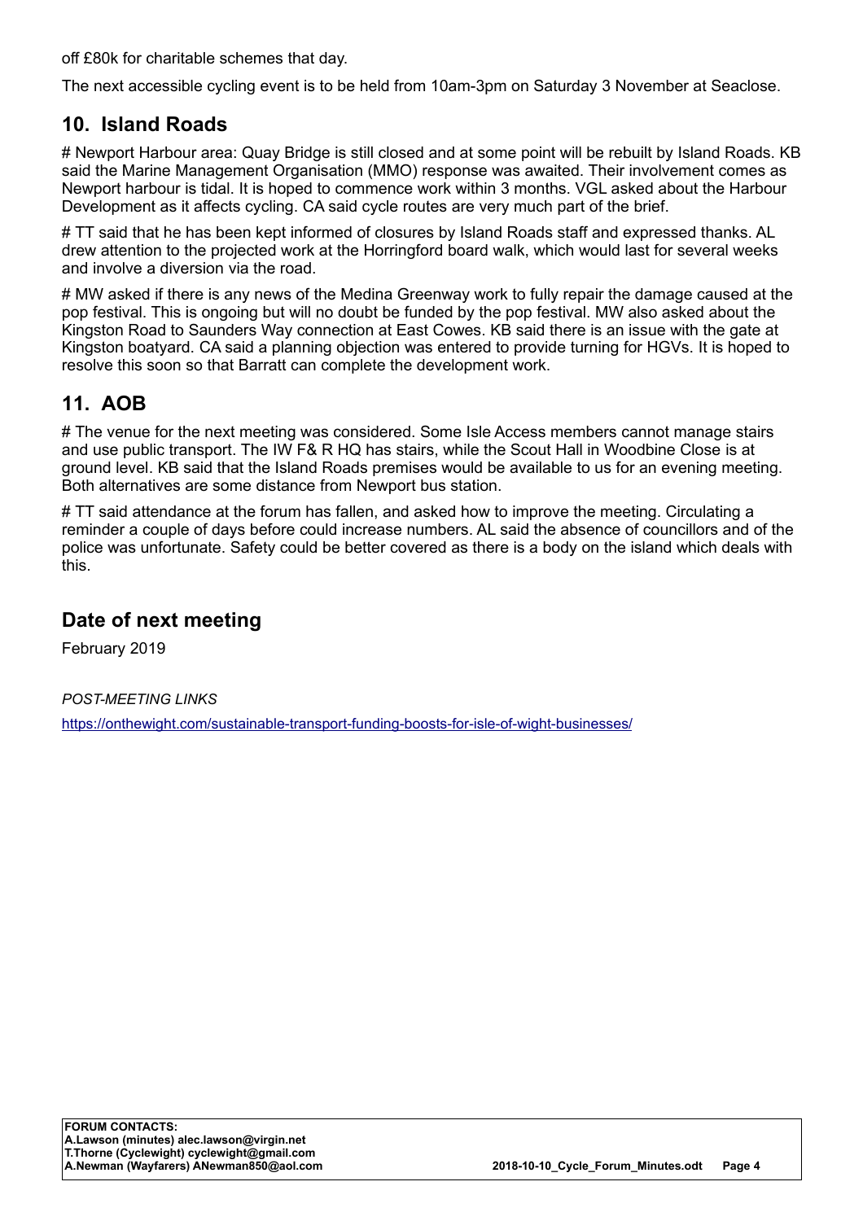off £80k for charitable schemes that day.

The next accessible cycling event is to be held from 10am-3pm on Saturday 3 November at Seaclose.

## 10. Island Roads

# Newport Harbour area: Quay Bridge is still closed and at some point will be rebuilt by Island Roads. KB said the Marine Management Organisation (MMO) response was awaited. Their involvement comes as Newport harbour is tidal. It is hoped to commence work within 3 months. VGL asked about the Harbour Development as it affects cycling. CA said cycle routes are very much part of the brief.

# TT said that he has been kept informed of closures by Island Roads staff and expressed thanks. AL drew attention to the projected work at the Horringford board walk, which would last for several weeks and involve a diversion via the road.

# MW asked if there is any news of the Medina Greenway work to fully repair the damage caused at the pop festival. This is ongoing but will no doubt be funded by the pop festival. MW also asked about the Kingston Road to Saunders Way connection at East Cowes. KB said there is an issue with the gate at Kingston boatyard. CA said a planning objection was entered to provide turning for HGVs. It is hoped to resolve this soon so that Barratt can complete the development work.

## 11. AOB

# The venue for the next meeting was considered. Some Isle Access members cannot manage stairs and use public transport. The IW F& R HQ has stairs, while the Scout Hall in Woodbine Close is at ground level. KB said that the Island Roads premises would be available to us for an evening meeting. Both alternatives are some distance from Newport bus station.

# TT said attendance at the forum has fallen, and asked how to improve the meeting. Circulating a reminder a couple of days before could increase numbers. AL said the absence of councillors and of the police was unfortunate. Safety could be better covered as there is a body on the island which deals with this.

## Date of next meeting

February 2019

*POST-MEETING LINKS*

https://onthewight.com/sustainable-transport-funding-boosts-for-isle-of-wight-businesses/

**FORUM CONTACTS:**
**A.Lawson (minutes) alec.lawson@virgin.net**
**T.Thorne (Cyclewight) cyclewight@gmail.com**
**A.Newman (Wayfarers) ANewman850@aol.com**

**2018-10-10_Cycle_Forum_Minutes.odt**